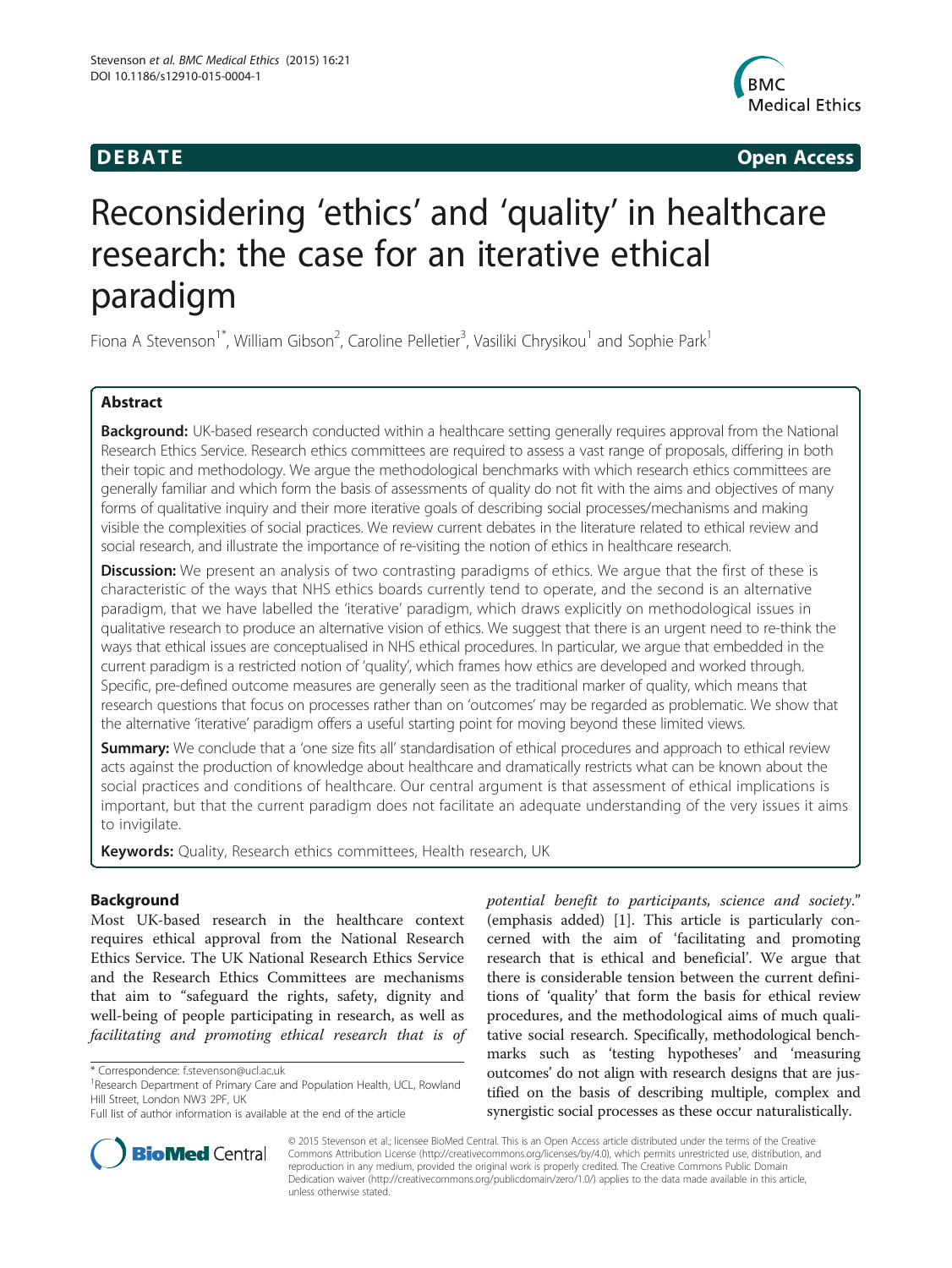**DEBATE** **Open Access**

# Reconsidering 'ethics' and 'quality' in healthcare research: the case for an iterative ethical paradigm

Fiona A Stevenson[1*], William Gibson[2], Caroline Pelletier[3], Vasiliki Chrysikou[1] and Sophie Park[1]

## Abstract

**Background:** UK-based research conducted within a healthcare setting generally requires approval from the National Research Ethics Service. Research ethics committees are required to assess a vast range of proposals, differing in both their topic and methodology. We argue the methodological benchmarks with which research ethics committees are generally familiar and which form the basis of assessments of quality do not fit with the aims and objectives of many forms of qualitative inquiry and their more iterative goals of describing social processes/mechanisms and making visible the complexities of social practices. We review current debates in the literature related to ethical review and social research, and illustrate the importance of re-visiting the notion of ethics in healthcare research.

**Discussion:** We present an analysis of two contrasting paradigms of ethics. We argue that the first of these is characteristic of the ways that NHS ethics boards currently tend to operate, and the second is an alternative paradigm, that we have labelled the 'iterative' paradigm, which draws explicitly on methodological issues in qualitative research to produce an alternative vision of ethics. We suggest that there is an urgent need to re-think the ways that ethical issues are conceptualised in NHS ethical procedures. In particular, we argue that embedded in the current paradigm is a restricted notion of 'quality', which frames how ethics are developed and worked through. Specific, pre-defined outcome measures are generally seen as the traditional marker of quality, which means that research questions that focus on processes rather than on 'outcomes' may be regarded as problematic. We show that the alternative 'iterative' paradigm offers a useful starting point for moving beyond these limited views.

**Summary:** We conclude that a 'one size fits all' standardisation of ethical procedures and approach to ethical review acts against the production of knowledge about healthcare and dramatically restricts what can be known about the social practices and conditions of healthcare. Our central argument is that assessment of ethical implications is important, but that the current paradigm does not facilitate an adequate understanding of the very issues it aims to invigilate.

**Keywords:** Quality, Research ethics committees, Health research, UK

## Background

Most UK-based research in the healthcare context requires ethical approval from the National Research Ethics Service. The UK National Research Ethics Service and the Research Ethics Committees are mechanisms that aim to "safeguard the rights, safety, dignity and well-being of people participating in research, as well as *facilitating and promoting ethical research that is of potential benefit to participants, science and society.*" (emphasis added) [1]. This article is particularly concerned with the aim of 'facilitating and promoting research that is ethical and beneficial'. We argue that there is considerable tension between the current definitions of 'quality' that form the basis for ethical review procedures, and the methodological aims of much qualitative social research. Specifically, methodological benchmarks such as 'testing hypotheses' and 'measuring outcomes' do not align with research designs that are justified on the basis of describing multiple, complex and synergistic social processes as these occur naturalistically.

\* Correspondence: f.stevenson@ucl.ac.uk

[1]Research Department of Primary Care and Population Health, UCL, Rowland Hill Street, London NW3 2PF, UK

Full list of author information is available at the end of the article

© 2015 Stevenson et al.; licensee BioMed Central. This is an Open Access article distributed under the terms of the Creative Commons Attribution License (http://creativecommons.org/licenses/by/4.0), which permits unrestricted use, distribution, and reproduction in any medium, provided the original work is properly credited. The Creative Commons Public Domain Dedication waiver (http://creativecommons.org/publicdomain/zero/1.0/) applies to the data made available in this article, unless otherwise stated.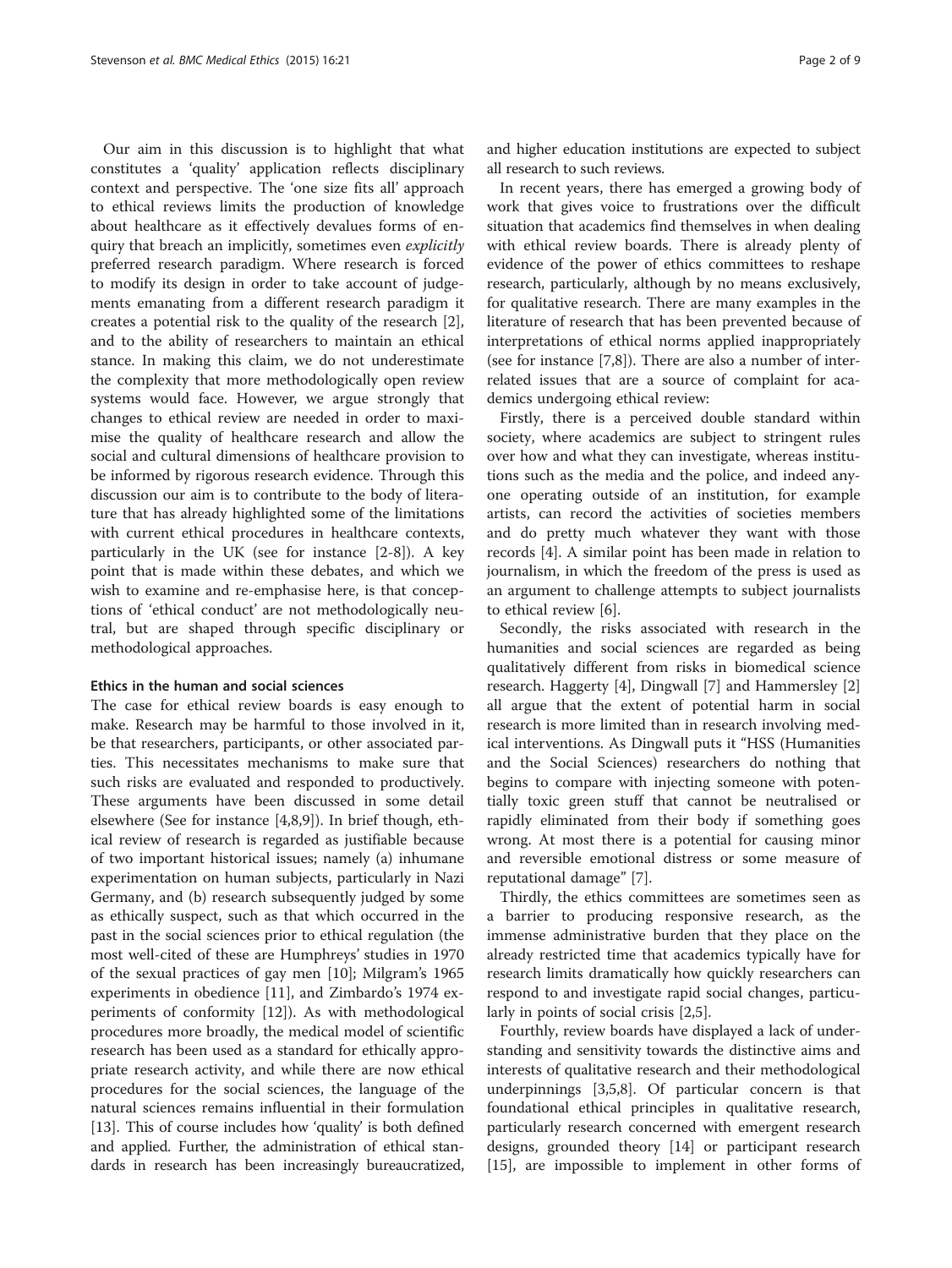Our aim in this discussion is to highlight that what constitutes a 'quality' application reflects disciplinary context and perspective. The 'one size fits all' approach to ethical reviews limits the production of knowledge about healthcare as it effectively devalues forms of enquiry that breach an implicitly, sometimes even *explicitly* preferred research paradigm. Where research is forced to modify its design in order to take account of judgements emanating from a different research paradigm it creates a potential risk to the quality of the research [2], and to the ability of researchers to maintain an ethical stance. In making this claim, we do not underestimate the complexity that more methodologically open review systems would face. However, we argue strongly that changes to ethical review are needed in order to maximise the quality of healthcare research and allow the social and cultural dimensions of healthcare provision to be informed by rigorous research evidence. Through this discussion our aim is to contribute to the body of literature that has already highlighted some of the limitations with current ethical procedures in healthcare contexts, particularly in the UK (see for instance [2-8]). A key point that is made within these debates, and which we wish to examine and re-emphasise here, is that conceptions of 'ethical conduct' are not methodologically neutral, but are shaped through specific disciplinary or methodological approaches.

### Ethics in the human and social sciences

The case for ethical review boards is easy enough to make. Research may be harmful to those involved in it, be that researchers, participants, or other associated parties. This necessitates mechanisms to make sure that such risks are evaluated and responded to productively. These arguments have been discussed in some detail elsewhere (See for instance [4,8,9]). In brief though, ethical review of research is regarded as justifiable because of two important historical issues; namely (a) inhumane experimentation on human subjects, particularly in Nazi Germany, and (b) research subsequently judged by some as ethically suspect, such as that which occurred in the past in the social sciences prior to ethical regulation (the most well-cited of these are Humphreys' studies in 1970 of the sexual practices of gay men [10]; Milgram's 1965 experiments in obedience [11], and Zimbardo's 1974 experiments of conformity [12]). As with methodological procedures more broadly, the medical model of scientific research has been used as a standard for ethically appropriate research activity, and while there are now ethical procedures for the social sciences, the language of the natural sciences remains influential in their formulation [13]. This of course includes how 'quality' is both defined and applied. Further, the administration of ethical standards in research has been increasingly bureaucratized, and higher education institutions are expected to subject all research to such reviews.

In recent years, there has emerged a growing body of work that gives voice to frustrations over the difficult situation that academics find themselves in when dealing with ethical review boards. There is already plenty of evidence of the power of ethics committees to reshape research, particularly, although by no means exclusively, for qualitative research. There are many examples in the literature of research that has been prevented because of interpretations of ethical norms applied inappropriately (see for instance [7,8]). There are also a number of interrelated issues that are a source of complaint for academics undergoing ethical review:

Firstly, there is a perceived double standard within society, where academics are subject to stringent rules over how and what they can investigate, whereas institutions such as the media and the police, and indeed anyone operating outside of an institution, for example artists, can record the activities of societies members and do pretty much whatever they want with those records [4]. A similar point has been made in relation to journalism, in which the freedom of the press is used as an argument to challenge attempts to subject journalists to ethical review [6].

Secondly, the risks associated with research in the humanities and social sciences are regarded as being qualitatively different from risks in biomedical science research. Haggerty [4], Dingwall [7] and Hammersley [2] all argue that the extent of potential harm in social research is more limited than in research involving medical interventions. As Dingwall puts it "HSS (Humanities and the Social Sciences) researchers do nothing that begins to compare with injecting someone with potentially toxic green stuff that cannot be neutralised or rapidly eliminated from their body if something goes wrong. At most there is a potential for causing minor and reversible emotional distress or some measure of reputational damage" [7].

Thirdly, the ethics committees are sometimes seen as a barrier to producing responsive research, as the immense administrative burden that they place on the already restricted time that academics typically have for research limits dramatically how quickly researchers can respond to and investigate rapid social changes, particularly in points of social crisis [2,5].

Fourthly, review boards have displayed a lack of understanding and sensitivity towards the distinctive aims and interests of qualitative research and their methodological underpinnings [3,5,8]. Of particular concern is that foundational ethical principles in qualitative research, particularly research concerned with emergent research designs, grounded theory [14] or participant research [15], are impossible to implement in other forms of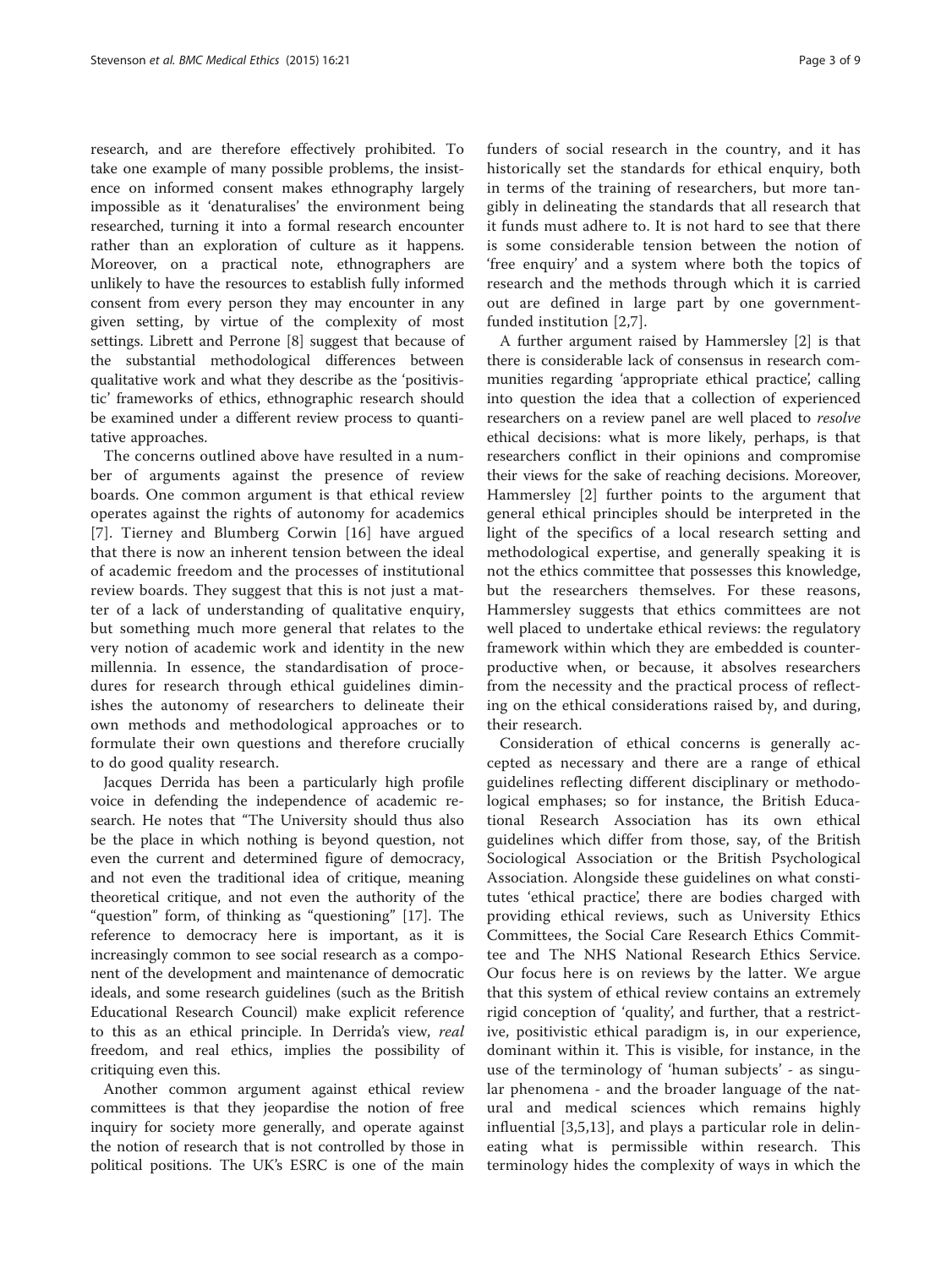research, and are therefore effectively prohibited. To take one example of many possible problems, the insistence on informed consent makes ethnography largely impossible as it 'denaturalises' the environment being researched, turning it into a formal research encounter rather than an exploration of culture as it happens. Moreover, on a practical note, ethnographers are unlikely to have the resources to establish fully informed consent from every person they may encounter in any given setting, by virtue of the complexity of most settings. Librett and Perrone [8] suggest that because of the substantial methodological differences between qualitative work and what they describe as the 'positivistic' frameworks of ethics, ethnographic research should be examined under a different review process to quantitative approaches.

The concerns outlined above have resulted in a number of arguments against the presence of review boards. One common argument is that ethical review operates against the rights of autonomy for academics [7]. Tierney and Blumberg Corwin [16] have argued that there is now an inherent tension between the ideal of academic freedom and the processes of institutional review boards. They suggest that this is not just a matter of a lack of understanding of qualitative enquiry, but something much more general that relates to the very notion of academic work and identity in the new millennia. In essence, the standardisation of procedures for research through ethical guidelines diminishes the autonomy of researchers to delineate their own methods and methodological approaches or to formulate their own questions and therefore crucially to do good quality research.

Jacques Derrida has been a particularly high profile voice in defending the independence of academic research. He notes that "The University should thus also be the place in which nothing is beyond question, not even the current and determined figure of democracy, and not even the traditional idea of critique, meaning theoretical critique, and not even the authority of the "question" form, of thinking as "questioning" [17]. The reference to democracy here is important, as it is increasingly common to see social research as a component of the development and maintenance of democratic ideals, and some research guidelines (such as the British Educational Research Council) make explicit reference to this as an ethical principle. In Derrida's view, *real* freedom, and real ethics, implies the possibility of critiquing even this.

Another common argument against ethical review committees is that they jeopardise the notion of free inquiry for society more generally, and operate against the notion of research that is not controlled by those in political positions. The UK's ESRC is one of the main funders of social research in the country, and it has historically set the standards for ethical enquiry, both in terms of the training of researchers, but more tangibly in delineating the standards that all research that it funds must adhere to. It is not hard to see that there is some considerable tension between the notion of 'free enquiry' and a system where both the topics of research and the methods through which it is carried out are defined in large part by one government-funded institution [2,7].

A further argument raised by Hammersley [2] is that there is considerable lack of consensus in research communities regarding 'appropriate ethical practice', calling into question the idea that a collection of experienced researchers on a review panel are well placed to *resolve* ethical decisions: what is more likely, perhaps, is that researchers conflict in their opinions and compromise their views for the sake of reaching decisions. Moreover, Hammersley [2] further points to the argument that general ethical principles should be interpreted in the light of the specifics of a local research setting and methodological expertise, and generally speaking it is not the ethics committee that possesses this knowledge, but the researchers themselves. For these reasons, Hammersley suggests that ethics committees are not well placed to undertake ethical reviews: the regulatory framework within which they are embedded is counterproductive when, or because, it absolves researchers from the necessity and the practical process of reflecting on the ethical considerations raised by, and during, their research.

Consideration of ethical concerns is generally accepted as necessary and there are a range of ethical guidelines reflecting different disciplinary or methodological emphases; so for instance, the British Educational Research Association has its own ethical guidelines which differ from those, say, of the British Sociological Association or the British Psychological Association. Alongside these guidelines on what constitutes 'ethical practice', there are bodies charged with providing ethical reviews, such as University Ethics Committees, the Social Care Research Ethics Committee and The NHS National Research Ethics Service. Our focus here is on reviews by the latter. We argue that this system of ethical review contains an extremely rigid conception of 'quality', and further, that a restrictive, positivistic ethical paradigm is, in our experience, dominant within it. This is visible, for instance, in the use of the terminology of 'human subjects' - as singular phenomena - and the broader language of the natural and medical sciences which remains highly influential [3,5,13], and plays a particular role in delineating what is permissible within research. This terminology hides the complexity of ways in which the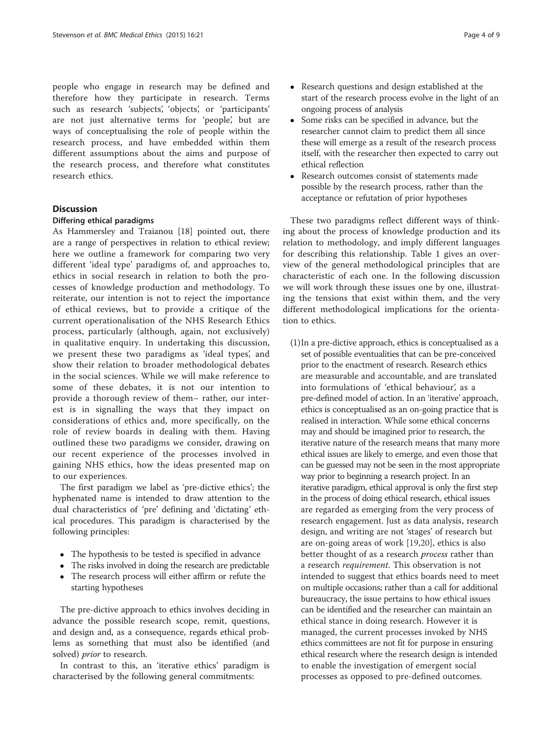people who engage in research may be defined and therefore how they participate in research. Terms such as research 'subjects', 'objects', or 'participants' are not just alternative terms for 'people', but are ways of conceptualising the role of people within the research process, and have embedded within them different assumptions about the aims and purpose of the research process, and therefore what constitutes research ethics.

## Discussion

### Differing ethical paradigms

As Hammersley and Traianou [18] pointed out, there are a range of perspectives in relation to ethical review; here we outline a framework for comparing two very different 'ideal type' paradigms of, and approaches to, ethics in social research in relation to both the processes of knowledge production and methodology. To reiterate, our intention is not to reject the importance of ethical reviews, but to provide a critique of the current operationalisation of the NHS Research Ethics process, particularly (although, again, not exclusively) in qualitative enquiry. In undertaking this discussion, we present these two paradigms as 'ideal types', and show their relation to broader methodological debates in the social sciences. While we will make reference to some of these debates, it is not our intention to provide a thorough review of them– rather, our interest is in signalling the ways that they impact on considerations of ethics and, more specifically, on the role of review boards in dealing with them. Having outlined these two paradigms we consider, drawing on our recent experience of the processes involved in gaining NHS ethics, how the ideas presented map on to our experiences.

The first paradigm we label as 'pre-dictive ethics'; the hyphenated name is intended to draw attention to the dual characteristics of 'pre' defining and 'dictating' ethical procedures. This paradigm is characterised by the following principles:

- The hypothesis to be tested is specified in advance
- The risks involved in doing the research are predictable
- The research process will either affirm or refute the starting hypotheses

The pre-dictive approach to ethics involves deciding in advance the possible research scope, remit, questions, and design and, as a consequence, regards ethical problems as something that must also be identified (and solved) *prior* to research.

In contrast to this, an 'iterative ethics' paradigm is characterised by the following general commitments:

- Research questions and design established at the start of the research process evolve in the light of an ongoing process of analysis
- Some risks can be specified in advance, but the researcher cannot claim to predict them all since these will emerge as a result of the research process itself, with the researcher then expected to carry out ethical reflection
- Research outcomes consist of statements made possible by the research process, rather than the acceptance or refutation of prior hypotheses

These two paradigms reflect different ways of thinking about the process of knowledge production and its relation to methodology, and imply different languages for describing this relationship. Table 1 gives an overview of the general methodological principles that are characteristic of each one. In the following discussion we will work through these issues one by one, illustrating the tensions that exist within them, and the very different methodological implications for the orientation to ethics.

(1) In a pre-dictive approach, ethics is conceptualised as a set of possible eventualities that can be pre-conceived prior to the enactment of research. Research ethics are measurable and accountable, and are translated into formulations of 'ethical behaviour', as a pre-defined model of action. In an 'iterative' approach, ethics is conceptualised as an on-going practice that is realised in interaction. While some ethical concerns may and should be imagined prior to research, the iterative nature of the research means that many more ethical issues are likely to emerge, and even those that can be guessed may not be seen in the most appropriate way prior to beginning a research project. In an iterative paradigm, ethical approval is only the first step in the process of doing ethical research, ethical issues are regarded as emerging from the very process of research engagement. Just as data analysis, research design, and writing are not 'stages' of research but are on-going areas of work [19,20], ethics is also better thought of as a research *process* rather than a research *requirement*. This observation is not intended to suggest that ethics boards need to meet on multiple occasions; rather than a call for additional bureaucracy, the issue pertains to how ethical issues can be identified and the researcher can maintain an ethical stance in doing research. However it is managed, the current processes invoked by NHS ethics committees are not fit for purpose in ensuring ethical research where the research design is intended to enable the investigation of emergent social processes as opposed to pre-defined outcomes.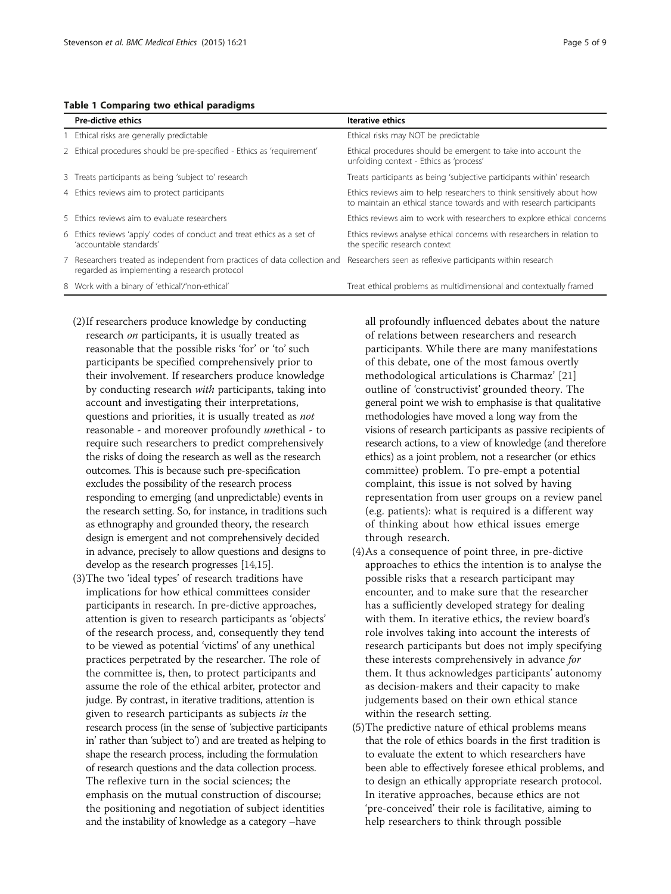**Table 1 Comparing two ethical paradigms**

| | Pre-dictive ethics | Iterative ethics |
|---|---|---|
| 1 | Ethical risks are generally predictable | Ethical risks may NOT be predictable |
| 2 | Ethical procedures should be pre-specified - Ethics as 'requirement' | Ethical procedures should be emergent to take into account the unfolding context - Ethics as 'process' |
| 3 | Treats participants as being 'subject to' research | Treats participants as being 'subjective participants within' research |
| 4 | Ethics reviews aim to protect participants | Ethics reviews aim to help researchers to think sensitively about how to maintain an ethical stance towards and with research participants |
| 5 | Ethics reviews aim to evaluate researchers | Ethics reviews aim to work with researchers to explore ethical concerns |
| 6 | Ethics reviews 'apply' codes of conduct and treat ethics as a set of 'accountable standards' | Ethics reviews analyse ethical concerns with researchers in relation to the specific research context |
| 7 | Researchers treated as independent from practices of data collection and regarded as implementing a research protocol | Researchers seen as reflexive participants within research |
| 8 | Work with a binary of 'ethical'/'non-ethical' | Treat ethical problems as multidimensional and contextually framed |

(2) If researchers produce knowledge by conducting research *on* participants, it is usually treated as reasonable that the possible risks 'for' or 'to' such participants be specified comprehensively prior to their involvement. If researchers produce knowledge by conducting research *with* participants, taking into account and investigating their interpretations, questions and priorities, it is usually treated as *not* reasonable - and moreover profoundly *un*ethical - to require such researchers to predict comprehensively the risks of doing the research as well as the research outcomes. This is because such pre-specification excludes the possibility of the research process responding to emerging (and unpredictable) events in the research setting. So, for instance, in traditions such as ethnography and grounded theory, the research design is emergent and not comprehensively decided in advance, precisely to allow questions and designs to develop as the research progresses [14,15].

(3) The two 'ideal types' of research traditions have implications for how ethical committees consider participants in research. In pre-dictive approaches, attention is given to research participants as 'objects' of the research process, and, consequently they tend to be viewed as potential 'victims' of any unethical practices perpetrated by the researcher. The role of the committee is, then, to protect participants and assume the role of the ethical arbiter, protector and judge. By contrast, in iterative traditions, attention is given to research participants as subjects *in* the research process (in the sense of 'subjective participants in' rather than 'subject to') and are treated as helping to shape the research process, including the formulation of research questions and the data collection process. The reflexive turn in the social sciences; the emphasis on the mutual construction of discourse; the positioning and negotiation of subject identities and the instability of knowledge as a category –have all profoundly influenced debates about the nature of relations between researchers and research participants. While there are many manifestations of this debate, one of the most famous overtly methodological articulations is Charmaz' [21] outline of 'constructivist' grounded theory. The general point we wish to emphasise is that qualitative methodologies have moved a long way from the visions of research participants as passive recipients of research actions, to a view of knowledge (and therefore ethics) as a joint problem, not a researcher (or ethics committee) problem. To pre-empt a potential complaint, this issue is not solved by having representation from user groups on a review panel (e.g. patients): what is required is a different way of thinking about how ethical issues emerge through research.

(4) As a consequence of point three, in pre-dictive approaches to ethics the intention is to analyse the possible risks that a research participant may encounter, and to make sure that the researcher has a sufficiently developed strategy for dealing with them. In iterative ethics, the review board's role involves taking into account the interests of research participants but does not imply specifying these interests comprehensively in advance *for* them. It thus acknowledges participants' autonomy as decision-makers and their capacity to make judgements based on their own ethical stance within the research setting.

(5) The predictive nature of ethical problems means that the role of ethics boards in the first tradition is to evaluate the extent to which researchers have been able to effectively foresee ethical problems, and to design an ethically appropriate research protocol. In iterative approaches, because ethics are not 'pre-conceived' their role is facilitative, aiming to help researchers to think through possible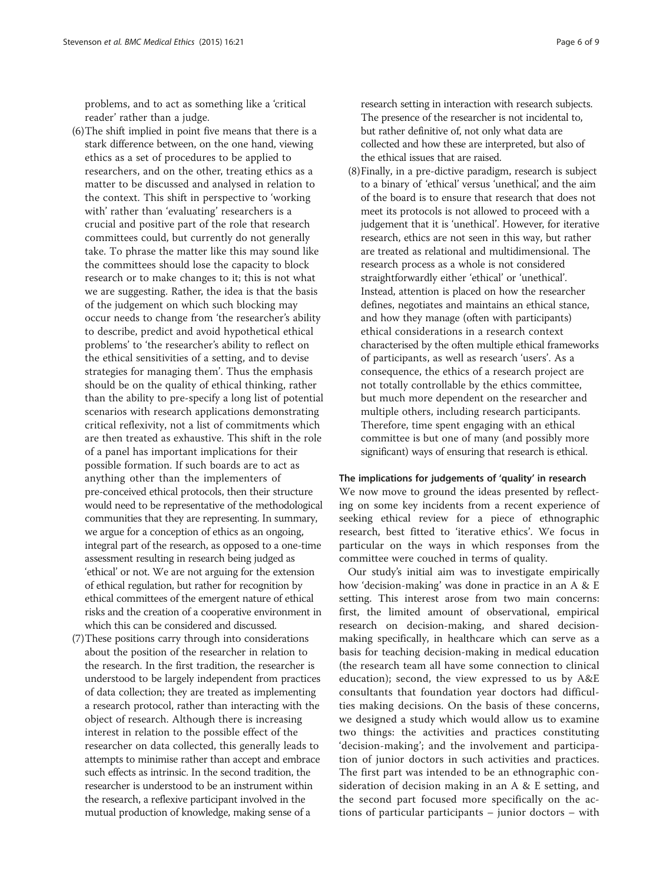problems, and to act as something like a 'critical reader' rather than a judge.

(6) The shift implied in point five means that there is a stark difference between, on the one hand, viewing ethics as a set of procedures to be applied to researchers, and on the other, treating ethics as a matter to be discussed and analysed in relation to the context. This shift in perspective to 'working with' rather than 'evaluating' researchers is a crucial and positive part of the role that research committees could, but currently do not generally take. To phrase the matter like this may sound like the committees should lose the capacity to block research or to make changes to it; this is not what we are suggesting. Rather, the idea is that the basis of the judgement on which such blocking may occur needs to change from 'the researcher's ability to describe, predict and avoid hypothetical ethical problems' to 'the researcher's ability to reflect on the ethical sensitivities of a setting, and to devise strategies for managing them'. Thus the emphasis should be on the quality of ethical thinking, rather than the ability to pre-specify a long list of potential scenarios with research applications demonstrating critical reflexivity, not a list of commitments which are then treated as exhaustive. This shift in the role of a panel has important implications for their possible formation. If such boards are to act as anything other than the implementers of pre-conceived ethical protocols, then their structure would need to be representative of the methodological communities that they are representing. In summary, we argue for a conception of ethics as an ongoing, integral part of the research, as opposed to a one-time assessment resulting in research being judged as 'ethical' or not. We are not arguing for the extension of ethical regulation, but rather for recognition by ethical committees of the emergent nature of ethical risks and the creation of a cooperative environment in which this can be considered and discussed.

(7) These positions carry through into considerations about the position of the researcher in relation to the research. In the first tradition, the researcher is understood to be largely independent from practices of data collection; they are treated as implementing a research protocol, rather than interacting with the object of research. Although there is increasing interest in relation to the possible effect of the researcher on data collected, this generally leads to attempts to minimise rather than accept and embrace such effects as intrinsic. In the second tradition, the researcher is understood to be an instrument within the research, a reflexive participant involved in the mutual production of knowledge, making sense of a research setting in interaction with research subjects. The presence of the researcher is not incidental to, but rather definitive of, not only what data are collected and how these are interpreted, but also of the ethical issues that are raised.

(8) Finally, in a pre-dictive paradigm, research is subject to a binary of 'ethical' versus 'unethical', and the aim of the board is to ensure that research that does not meet its protocols is not allowed to proceed with a judgement that it is 'unethical'. However, for iterative research, ethics are not seen in this way, but rather are treated as relational and multidimensional. The research process as a whole is not considered straightforwardly either 'ethical' or 'unethical'. Instead, attention is placed on how the researcher defines, negotiates and maintains an ethical stance, and how they manage (often with participants) ethical considerations in a research context characterised by the often multiple ethical frameworks of participants, as well as research 'users'. As a consequence, the ethics of a research project are not totally controllable by the ethics committee, but much more dependent on the researcher and multiple others, including research participants. Therefore, time spent engaging with an ethical committee is but one of many (and possibly more significant) ways of ensuring that research is ethical.

### The implications for judgements of 'quality' in research

We now move to ground the ideas presented by reflecting on some key incidents from a recent experience of seeking ethical review for a piece of ethnographic research, best fitted to 'iterative ethics'. We focus in particular on the ways in which responses from the committee were couched in terms of quality.

Our study's initial aim was to investigate empirically how 'decision-making' was done in practice in an A & E setting. This interest arose from two main concerns: first, the limited amount of observational, empirical research on decision-making, and shared decision-making specifically, in healthcare which can serve as a basis for teaching decision-making in medical education (the research team all have some connection to clinical education); second, the view expressed to us by A&E consultants that foundation year doctors had difficulties making decisions. On the basis of these concerns, we designed a study which would allow us to examine two things: the activities and practices constituting 'decision-making'; and the involvement and participation of junior doctors in such activities and practices. The first part was intended to be an ethnographic consideration of decision making in an A & E setting, and the second part focused more specifically on the actions of particular participants – junior doctors – with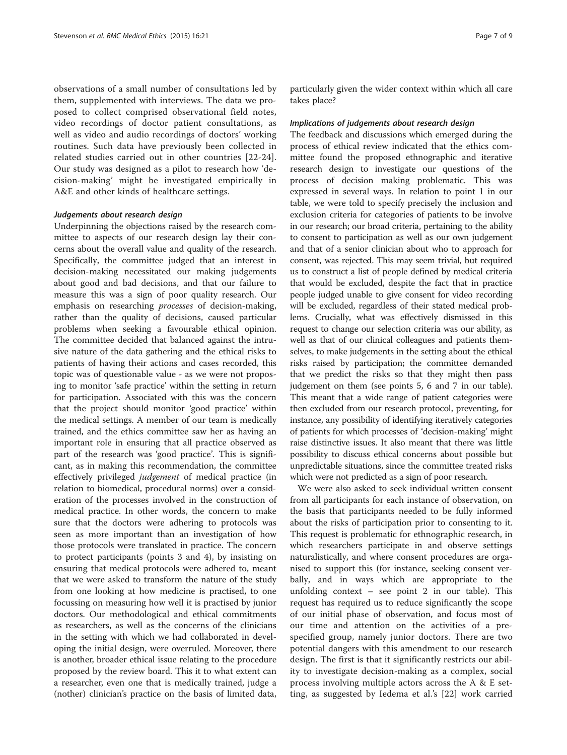observations of a small number of consultations led by them, supplemented with interviews. The data we proposed to collect comprised observational field notes, video recordings of doctor patient consultations, as well as video and audio recordings of doctors' working routines. Such data have previously been collected in related studies carried out in other countries [22-24]. Our study was designed as a pilot to research how 'decision-making' might be investigated empirically in A&E and other kinds of healthcare settings.

#### *Judgements about research design*

Underpinning the objections raised by the research committee to aspects of our research design lay their concerns about the overall value and quality of the research. Specifically, the committee judged that an interest in decision-making necessitated our making judgements about good and bad decisions, and that our failure to measure this was a sign of poor quality research. Our emphasis on researching *processes* of decision-making, rather than the quality of decisions, caused particular problems when seeking a favourable ethical opinion. The committee decided that balanced against the intrusive nature of the data gathering and the ethical risks to patients of having their actions and cases recorded, this topic was of questionable value - as we were not proposing to monitor 'safe practice' within the setting in return for participation. Associated with this was the concern that the project should monitor 'good practice' within the medical settings. A member of our team is medically trained, and the ethics committee saw her as having an important role in ensuring that all practice observed as part of the research was 'good practice'. This is significant, as in making this recommendation, the committee effectively privileged *judgement* of medical practice (in relation to biomedical, procedural norms) over a consideration of the processes involved in the construction of medical practice. In other words, the concern to make sure that the doctors were adhering to protocols was seen as more important than an investigation of how those protocols were translated in practice. The concern to protect participants (points 3 and 4), by insisting on ensuring that medical protocols were adhered to, meant that we were asked to transform the nature of the study from one looking at how medicine is practised, to one focussing on measuring how well it is practised by junior doctors. Our methodological and ethical commitments as researchers, as well as the concerns of the clinicians in the setting with which we had collaborated in developing the initial design, were overruled. Moreover, there is another, broader ethical issue relating to the procedure proposed by the review board. This it to what extent can a researcher, even one that is medically trained, judge a (nother) clinician's practice on the basis of limited data, particularly given the wider context within which all care takes place?

#### *Implications of judgements about research design*

The feedback and discussions which emerged during the process of ethical review indicated that the ethics committee found the proposed ethnographic and iterative research design to investigate our questions of the process of decision making problematic. This was expressed in several ways. In relation to point 1 in our table, we were told to specify precisely the inclusion and exclusion criteria for categories of patients to be involve in our research; our broad criteria, pertaining to the ability to consent to participation as well as our own judgement and that of a senior clinician about who to approach for consent, was rejected. This may seem trivial, but required us to construct a list of people defined by medical criteria that would be excluded, despite the fact that in practice people judged unable to give consent for video recording will be excluded, regardless of their stated medical problems. Crucially, what was effectively dismissed in this request to change our selection criteria was our ability, as well as that of our clinical colleagues and patients themselves, to make judgements in the setting about the ethical risks raised by participation; the committee demanded that we predict the risks so that they might then pass judgement on them (see points 5, 6 and 7 in our table). This meant that a wide range of patient categories were then excluded from our research protocol, preventing, for instance, any possibility of identifying iteratively categories of patients for which processes of 'decision-making' might raise distinctive issues. It also meant that there was little possibility to discuss ethical concerns about possible but unpredictable situations, since the committee treated risks which were not predicted as a sign of poor research.

We were also asked to seek individual written consent from all participants for each instance of observation, on the basis that participants needed to be fully informed about the risks of participation prior to consenting to it. This request is problematic for ethnographic research, in which researchers participate in and observe settings naturalistically, and where consent procedures are organised to support this (for instance, seeking consent verbally, and in ways which are appropriate to the unfolding context – see point 2 in our table). This request has required us to reduce significantly the scope of our initial phase of observation, and focus most of our time and attention on the activities of a pre-specified group, namely junior doctors. There are two potential dangers with this amendment to our research design. The first is that it significantly restricts our ability to investigate decision-making as a complex, social process involving multiple actors across the A & E setting, as suggested by Iedema et al.'s [22] work carried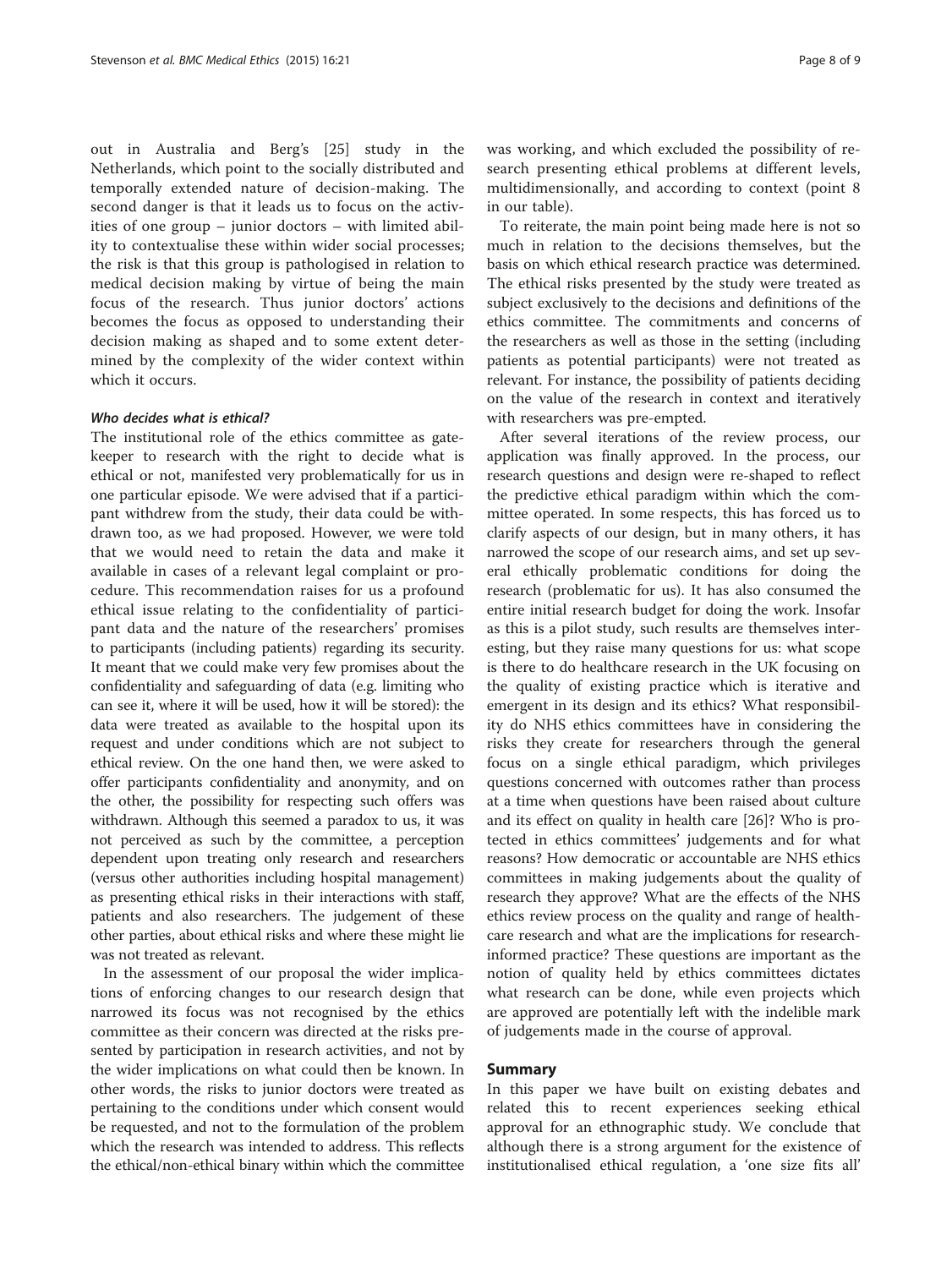out in Australia and Berg's [25] study in the Netherlands, which point to the socially distributed and temporally extended nature of decision-making. The second danger is that it leads us to focus on the activities of one group – junior doctors – with limited ability to contextualise these within wider social processes; the risk is that this group is pathologised in relation to medical decision making by virtue of being the main focus of the research. Thus junior doctors' actions becomes the focus as opposed to understanding their decision making as shaped and to some extent determined by the complexity of the wider context within which it occurs.

#### *Who decides what is ethical?*

The institutional role of the ethics committee as gatekeeper to research with the right to decide what is ethical or not, manifested very problematically for us in one particular episode. We were advised that if a participant withdrew from the study, their data could be withdrawn too, as we had proposed. However, we were told that we would need to retain the data and make it available in cases of a relevant legal complaint or procedure. This recommendation raises for us a profound ethical issue relating to the confidentiality of participant data and the nature of the researchers' promises to participants (including patients) regarding its security. It meant that we could make very few promises about the confidentiality and safeguarding of data (e.g. limiting who can see it, where it will be used, how it will be stored): the data were treated as available to the hospital upon its request and under conditions which are not subject to ethical review. On the one hand then, we were asked to offer participants confidentiality and anonymity, and on the other, the possibility for respecting such offers was withdrawn. Although this seemed a paradox to us, it was not perceived as such by the committee, a perception dependent upon treating only research and researchers (versus other authorities including hospital management) as presenting ethical risks in their interactions with staff, patients and also researchers. The judgement of these other parties, about ethical risks and where these might lie was not treated as relevant.

In the assessment of our proposal the wider implications of enforcing changes to our research design that narrowed its focus was not recognised by the ethics committee as their concern was directed at the risks presented by participation in research activities, and not by the wider implications on what could then be known. In other words, the risks to junior doctors were treated as pertaining to the conditions under which consent would be requested, and not to the formulation of the problem which the research was intended to address. This reflects the ethical/non-ethical binary within which the committee was working, and which excluded the possibility of research presenting ethical problems at different levels, multidimensionally, and according to context (point 8 in our table).

To reiterate, the main point being made here is not so much in relation to the decisions themselves, but the basis on which ethical research practice was determined. The ethical risks presented by the study were treated as subject exclusively to the decisions and definitions of the ethics committee. The commitments and concerns of the researchers as well as those in the setting (including patients as potential participants) were not treated as relevant. For instance, the possibility of patients deciding on the value of the research in context and iteratively with researchers was pre-empted.

After several iterations of the review process, our application was finally approved. In the process, our research questions and design were re-shaped to reflect the predictive ethical paradigm within which the committee operated. In some respects, this has forced us to clarify aspects of our design, but in many others, it has narrowed the scope of our research aims, and set up several ethically problematic conditions for doing the research (problematic for us). It has also consumed the entire initial research budget for doing the work. Insofar as this is a pilot study, such results are themselves interesting, but they raise many questions for us: what scope is there to do healthcare research in the UK focusing on the quality of existing practice which is iterative and emergent in its design and its ethics? What responsibility do NHS ethics committees have in considering the risks they create for researchers through the general focus on a single ethical paradigm, which privileges questions concerned with outcomes rather than process at a time when questions have been raised about culture and its effect on quality in health care [26]? Who is protected in ethics committees' judgements and for what reasons? How democratic or accountable are NHS ethics committees in making judgements about the quality of research they approve? What are the effects of the NHS ethics review process on the quality and range of healthcare research and what are the implications for research-informed practice? These questions are important as the notion of quality held by ethics committees dictates what research can be done, while even projects which are approved are potentially left with the indelible mark of judgements made in the course of approval.

## Summary

In this paper we have built on existing debates and related this to recent experiences seeking ethical approval for an ethnographic study. We conclude that although there is a strong argument for the existence of institutionalised ethical regulation, a 'one size fits all'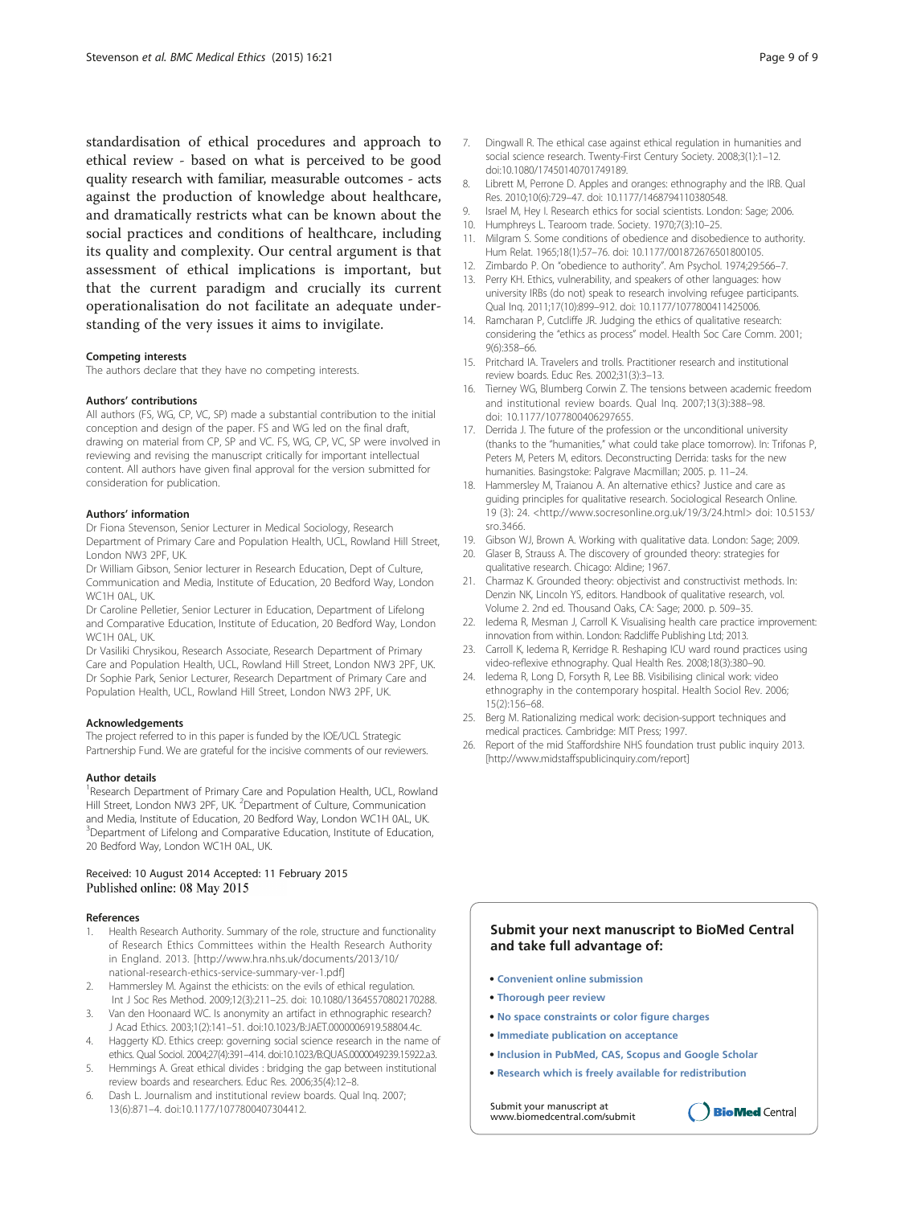standardisation of ethical procedures and approach to ethical review - based on what is perceived to be good quality research with familiar, measurable outcomes - acts against the production of knowledge about healthcare, and dramatically restricts what can be known about the social practices and conditions of healthcare, including its quality and complexity. Our central argument is that assessment of ethical implications is important, but that the current paradigm and crucially its current operationalisation do not facilitate an adequate understanding of the very issues it aims to invigilate.

#### Competing interests

The authors declare that they have no competing interests.

#### Authors' contributions

All authors (FS, WG, CP, VC, SP) made a substantial contribution to the initial conception and design of the paper. FS and WG led on the final draft, drawing on material from CP, SP and VC. FS, WG, CP, VC, SP were involved in reviewing and revising the manuscript critically for important intellectual content. All authors have given final approval for the version submitted for consideration for publication.

#### Authors' information

Dr Fiona Stevenson, Senior Lecturer in Medical Sociology, Research Department of Primary Care and Population Health, UCL, Rowland Hill Street, London NW3 2PF, UK.

Dr William Gibson, Senior lecturer in Research Education, Dept of Culture, Communication and Media, Institute of Education, 20 Bedford Way, London WC1H 0AL, UK.

Dr Caroline Pelletier, Senior Lecturer in Education, Department of Lifelong and Comparative Education, Institute of Education, 20 Bedford Way, London WC1H 0AL, UK.

Dr Vasiliki Chrysikou, Research Associate, Research Department of Primary Care and Population Health, UCL, Rowland Hill Street, London NW3 2PF, UK.

Dr Sophie Park, Senior Lecturer, Research Department of Primary Care and Population Health, UCL, Rowland Hill Street, London NW3 2PF, UK.

#### Acknowledgements

The project referred to in this paper is funded by the IOE/UCL Strategic Partnership Fund. We are grateful for the incisive comments of our reviewers.

#### Author details

[1]Research Department of Primary Care and Population Health, UCL, Rowland Hill Street, London NW3 2PF, UK. [2]Department of Culture, Communication and Media, Institute of Education, 20 Bedford Way, London WC1H 0AL, UK. [3]Department of Lifelong and Comparative Education, Institute of Education, 20 Bedford Way, London WC1H 0AL, UK.

Received: 10 August 2014 Accepted: 11 February 2015
Published online: 08 May 2015

#### References

1. Health Research Authority. Summary of the role, structure and functionality of Research Ethics Committees within the Health Research Authority in England. 2013. [http://www.hra.nhs.uk/documents/2013/10/national-research-ethics-service-summary-ver-1.pdf]
2. Hammersley M. Against the ethicists: on the evils of ethical regulation. Int J Soc Res Method. 2009;12(3):211–25. doi: 10.1080/13645570802170288.
3. Van den Hoonaard WC. Is anonymity an artifact in ethnographic research? J Acad Ethics. 2003;1(2):141–51. doi:10.1023/B:JAET.0000006919.58804.4c.
4. Haggerty KD. Ethics creep: governing social science research in the name of ethics. Qual Sociol. 2004;27(4):391–414. doi:10.1023/B:QUAS.0000049239.15922.a3.
5. Hemmings A. Great ethical divides : bridging the gap between institutional review boards and researchers. Educ Res. 2006;35(4):12–8.
6. Dash L. Journalism and institutional review boards. Qual Inq. 2007; 13(6):871–4. doi:10.1177/1077800407304412.
7. Dingwall R. The ethical case against ethical regulation in humanities and social science research. Twenty-First Century Society. 2008;3(1):1–12. doi:10.1080/17450140701749189.
8. Librett M, Perrone D. Apples and oranges: ethnography and the IRB. Qual Res. 2010;10(6):729–47. doi: 10.1177/1468794110380548.
9. Israel M, Hey I. Research ethics for social scientists. London: Sage; 2006.
10. Humphreys L. Tearoom trade. Society. 1970;7(3):10–25.
11. Milgram S. Some conditions of obedience and disobedience to authority. Hum Relat. 1965;18(1):57–76. doi: 10.1177/001872676501800105.
12. Zimbardo P. On "obedience to authority". Am Psychol. 1974;29:566–7.
13. Perry KH. Ethics, vulnerability, and speakers of other languages: how university IRBs (do not) speak to research involving refugee participants. Qual Inq. 2011;17(10):899–912. doi: 10.1177/1077800411425006.
14. Ramcharan P, Cutcliffe JR. Judging the ethics of qualitative research: considering the "ethics as process" model. Health Soc Care Comm. 2001; 9(6):358–66.
15. Pritchard IA. Travelers and trolls. Practitioner research and institutional review boards. Educ Res. 2002;31(3):3–13.
16. Tierney WG, Blumberg Corwin Z. The tensions between academic freedom and institutional review boards. Qual Inq. 2007;13(3):388–98. doi: 10.1177/1077800406297655.
17. Derrida J. The future of the profession or the unconditional university (thanks to the "humanities," what could take place tomorrow). In: Trifonas P, Peters M, Peters M, editors. Deconstructing Derrida: tasks for the new humanities. Basingstoke: Palgrave Macmillan; 2005. p. 11–24.
18. Hammersley M, Traianou A. An alternative ethics? Justice and care as guiding principles for qualitative research. Sociological Research Online. 19 (3): 24. <http://www.socresonline.org.uk/19/3/24.html> doi: 10.5153/sro.3466.
19. Gibson WJ, Brown A. Working with qualitative data. London: Sage; 2009.
20. Glaser B, Strauss A. The discovery of grounded theory: strategies for qualitative research. Chicago: Aldine; 1967.
21. Charmaz K. Grounded theory: objectivist and constructivist methods. In: Denzin NK, Lincoln YS, editors. Handbook of qualitative research, vol. Volume 2. 2nd ed. Thousand Oaks, CA: Sage; 2000. p. 509–35.
22. Iedema R, Mesman J, Carroll K. Visualising health care practice improvement: innovation from within. London: Radcliffe Publishing Ltd; 2013.
23. Carroll K, Iedema R, Kerridge R. Reshaping ICU ward round practices using video-reflexive ethnography. Qual Health Res. 2008;18(3):380–90.
24. Iedema R, Long D, Forsyth R, Lee BB. Visibilising clinical work: video ethnography in the contemporary hospital. Health Sociol Rev. 2006; 15(2):156–68.
25. Berg M. Rationalizing medical work: decision-support techniques and medical practices. Cambridge: MIT Press; 1997.
26. Report of the mid Staffordshire NHS foundation trust public inquiry 2013. [http://www.midstaffspublicinquiry.com/report]

**Submit your next manuscript to BioMed Central and take full advantage of:**

- **Convenient online submission**
- **Thorough peer review**
- **No space constraints or color figure charges**
- **Immediate publication on acceptance**
- **Inclusion in PubMed, CAS, Scopus and Google Scholar**
- **Research which is freely available for redistribution**

Submit your manuscript at www.biomedcentral.com/submit